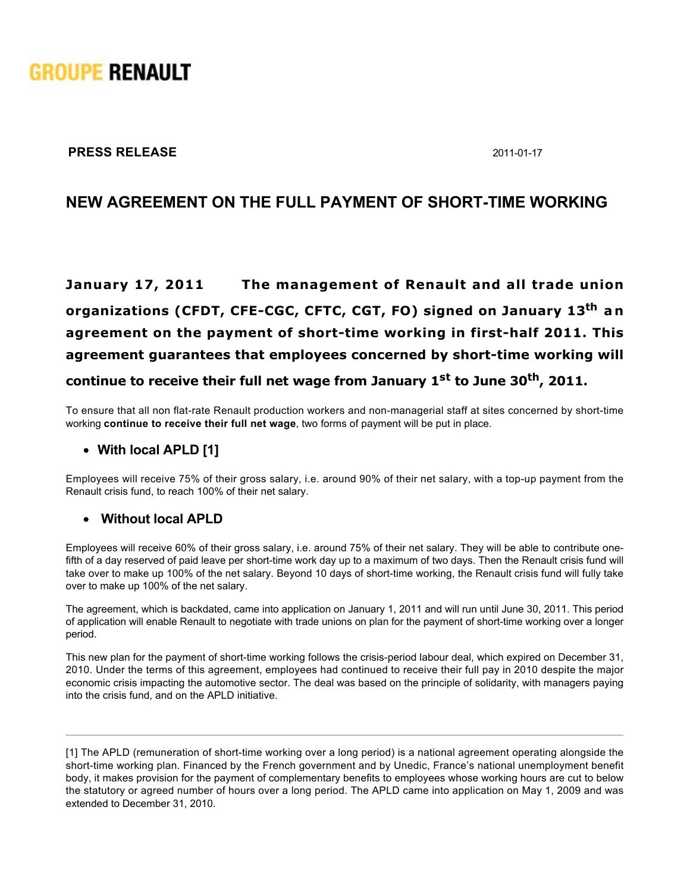GROUPE RENAULT

**PRESS RELEASE** 2011-01-17

# NEW AGREEMENT ON THE FULL PAYMENT OF SHORT-TIME WORKING

**January 17, 2011 The management of Renault and all trade union organizations (CFDT, CFE-CGC, CFTC, CGT, FO) signed on January 13th an agreement on the payment of short-time working in first-half 2011. This agreement guarantees that employees concerned by short-time working will continue to receive their full net wage from January 1st to June 30th, 2011.**

To ensure that all non flat-rate Renault production workers and non-managerial staff at sites concerned by short-time working **continue to receive their full net wage**, two forms of payment will be put in place.

- **With local APLD [1]**

Employees will receive 75% of their gross salary, i.e. around 90% of their net salary, with a top-up payment from the Renault crisis fund, to reach 100% of their net salary.

- **Without local APLD**

Employees will receive 60% of their gross salary, i.e. around 75% of their net salary. They will be able to contribute one-fifth of a day reserved of paid leave per short-time work day up to a maximum of two days. Then the Renault crisis fund will take over to make up 100% of the net salary. Beyond 10 days of short-time working, the Renault crisis fund will fully take over to make up 100% of the net salary.

The agreement, which is backdated, came into application on January 1, 2011 and will run until June 30, 2011. This period of application will enable Renault to negotiate with trade unions on plan for the payment of short-time working over a longer period.

This new plan for the payment of short-time working follows the crisis-period labour deal, which expired on December 31, 2010. Under the terms of this agreement, employees had continued to receive their full pay in 2010 despite the major economic crisis impacting the automotive sector. The deal was based on the principle of solidarity, with managers paying into the crisis fund, and on the APLD initiative.

---

[1] The APLD (remuneration of short-time working over a long period) is a national agreement operating alongside the short-time working plan. Financed by the French government and by Unedic, France's national unemployment benefit body, it makes provision for the payment of complementary benefits to employees whose working hours are cut to below the statutory or agreed number of hours over a long period. The APLD came into application on May 1, 2009 and was extended to December 31, 2010.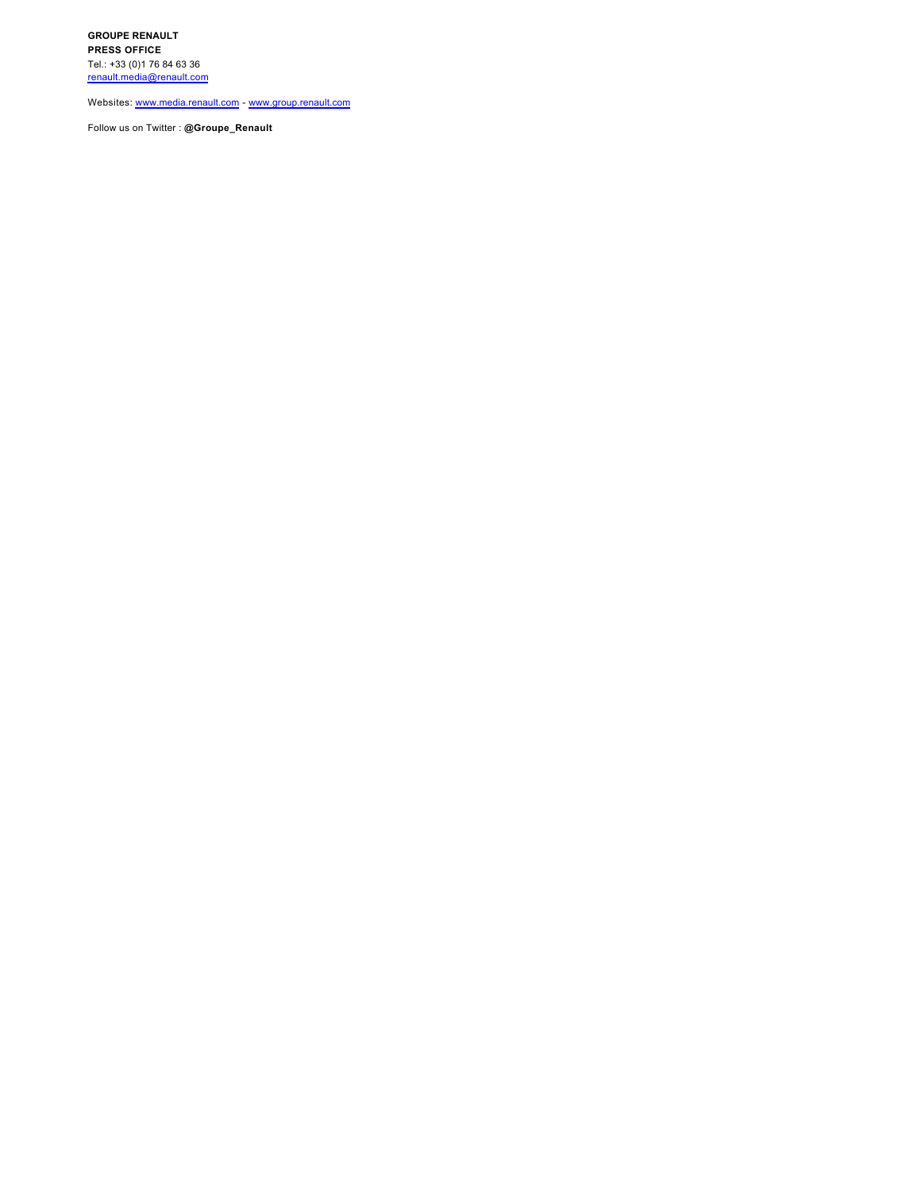**GROUPE RENAULT**
**PRESS OFFICE**
Tel.: +33 (0)1 76 84 63 36
renault.media@renault.com

Websites: www.media.renault.com - www.group.renault.com

Follow us on Twitter : **@Groupe_Renault**